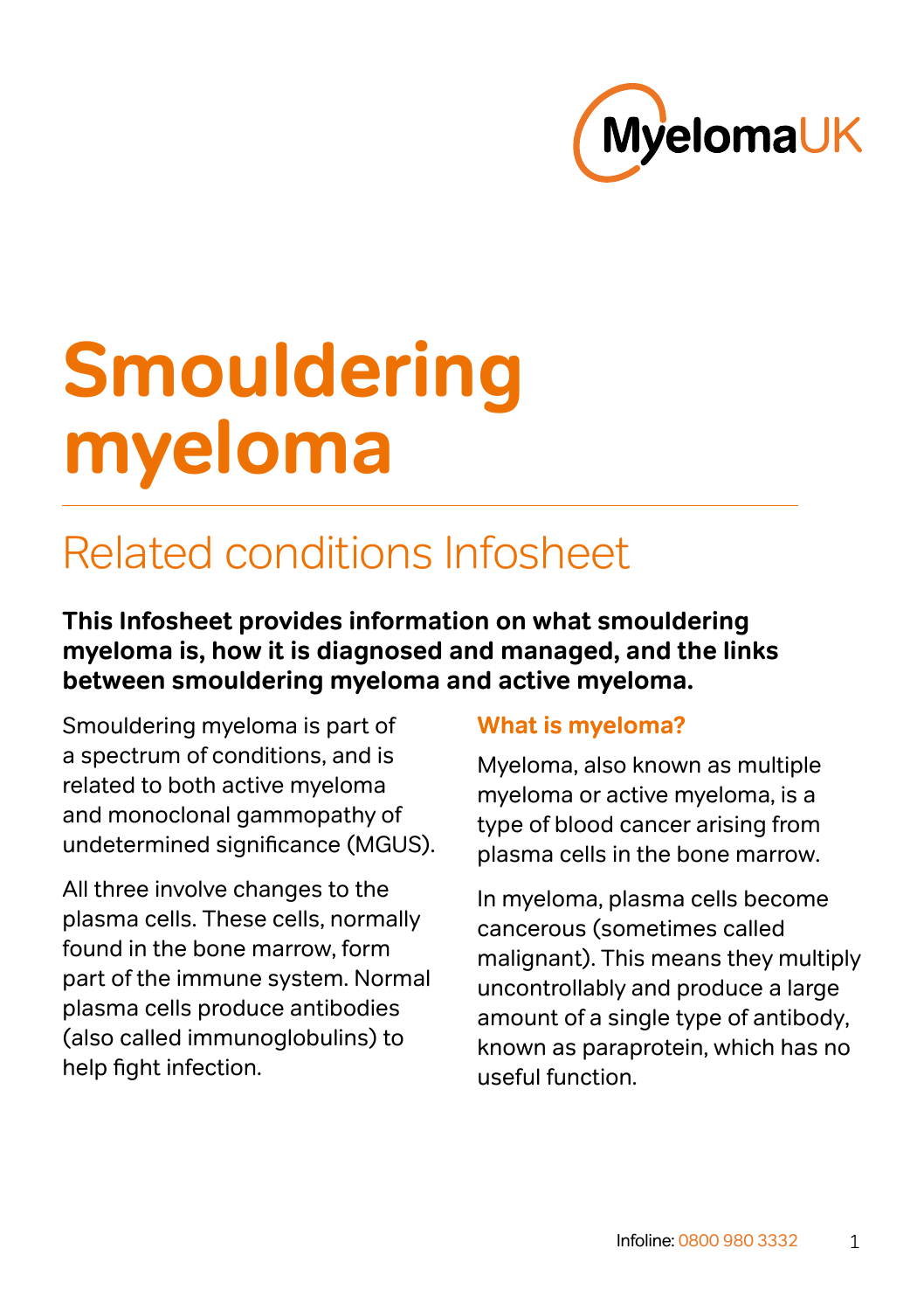MyelomaUK

# Smouldering myeloma

## Related conditions Infosheet

**This Infosheet provides information on what smouldering myeloma is, how it is diagnosed and managed, and the links between smouldering myeloma and active myeloma.**

Smouldering myeloma is part of a spectrum of conditions, and is related to both active myeloma and monoclonal gammopathy of undetermined significance (MGUS).

All three involve changes to the plasma cells. These cells, normally found in the bone marrow, form part of the immune system. Normal plasma cells produce antibodies (also called immunoglobulins) to help fight infection.

### What is myeloma?

Myeloma, also known as multiple myeloma or active myeloma, is a type of blood cancer arising from plasma cells in the bone marrow.

In myeloma, plasma cells become cancerous (sometimes called malignant). This means they multiply uncontrollably and produce a large amount of a single type of antibody, known as paraprotein, which has no useful function.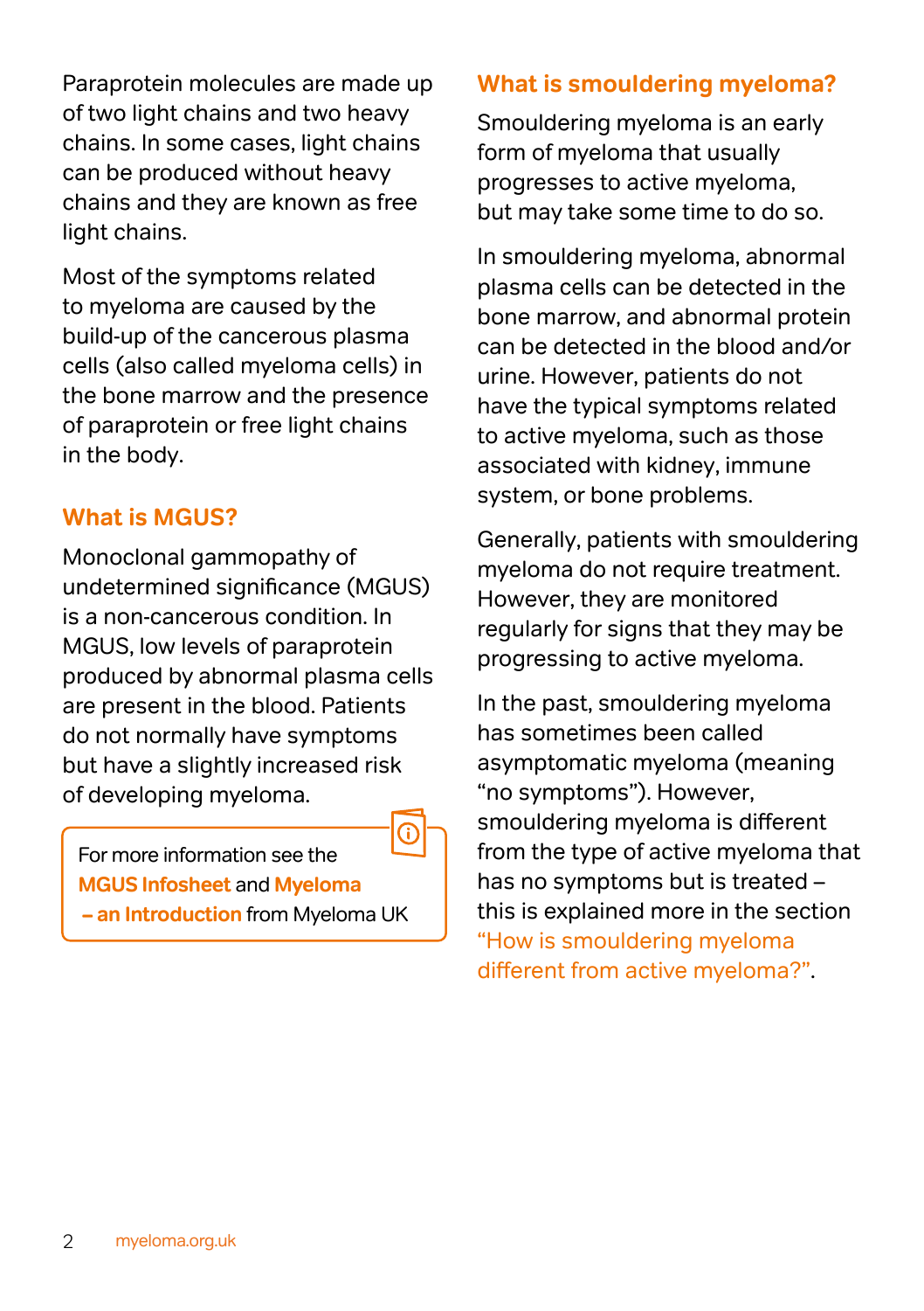Paraprotein molecules are made up of two light chains and two heavy chains. In some cases, light chains can be produced without heavy chains and they are known as free light chains.

Most of the symptoms related to myeloma are caused by the build-up of the cancerous plasma cells (also called myeloma cells) in the bone marrow and the presence of paraprotein or free light chains in the body.

## What is MGUS?

Monoclonal gammopathy of undetermined significance (MGUS) is a non-cancerous condition. In MGUS, low levels of paraprotein produced by abnormal plasma cells are present in the blood. Patients do not normally have symptoms but have a slightly increased risk of developing myeloma.

> For more information see the **MGUS Infosheet** and **Myeloma – an Introduction** from Myeloma UK

## What is smouldering myeloma?

Smouldering myeloma is an early form of myeloma that usually progresses to active myeloma, but may take some time to do so.

In smouldering myeloma, abnormal plasma cells can be detected in the bone marrow, and abnormal protein can be detected in the blood and/or urine. However, patients do not have the typical symptoms related to active myeloma, such as those associated with kidney, immune system, or bone problems.

Generally, patients with smouldering myeloma do not require treatment. However, they are monitored regularly for signs that they may be progressing to active myeloma.

In the past, smouldering myeloma has sometimes been called asymptomatic myeloma (meaning "no symptoms"). However, smouldering myeloma is different from the type of active myeloma that has no symptoms but is treated – this is explained more in the section "How is smouldering myeloma different from active myeloma?".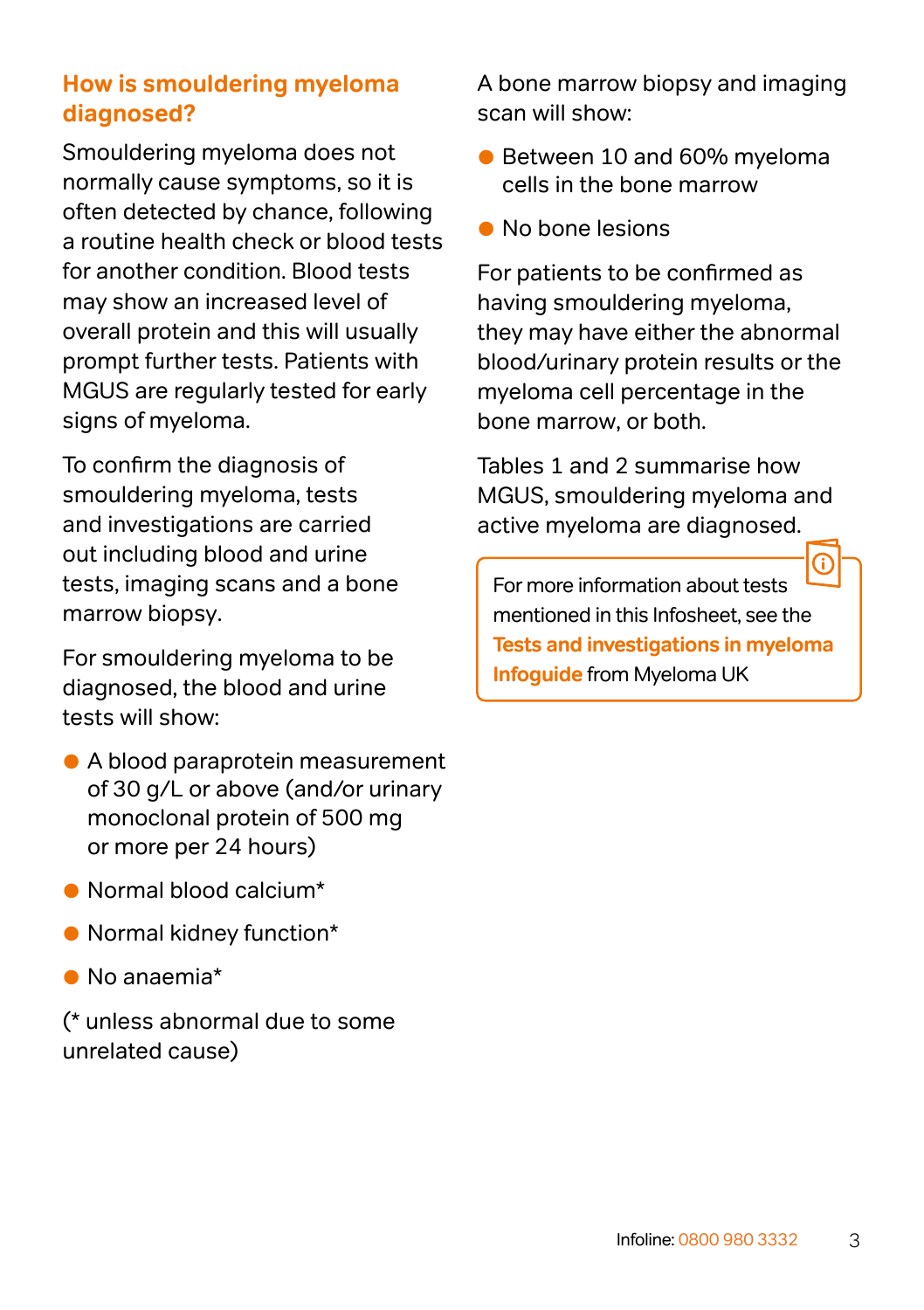## How is smouldering myeloma diagnosed?

Smouldering myeloma does not normally cause symptoms, so it is often detected by chance, following a routine health check or blood tests for another condition. Blood tests may show an increased level of overall protein and this will usually prompt further tests. Patients with MGUS are regularly tested for early signs of myeloma.

To confirm the diagnosis of smouldering myeloma, tests and investigations are carried out including blood and urine tests, imaging scans and a bone marrow biopsy.

For smouldering myeloma to be diagnosed, the blood and urine tests will show:

- A blood paraprotein measurement of 30 g/L or above (and/or urinary monoclonal protein of 500 mg or more per 24 hours)
- Normal blood calcium*
- Normal kidney function*
- No anaemia*

(* unless abnormal due to some unrelated cause)

A bone marrow biopsy and imaging scan will show:

- Between 10 and 60% myeloma cells in the bone marrow
- No bone lesions

For patients to be confirmed as having smouldering myeloma, they may have either the abnormal blood/urinary protein results or the myeloma cell percentage in the bone marrow, or both.

Tables 1 and 2 summarise how MGUS, smouldering myeloma and active myeloma are diagnosed.

> For more information about tests mentioned in this Infosheet, see the **Tests and investigations in myeloma Infoguide** from Myeloma UK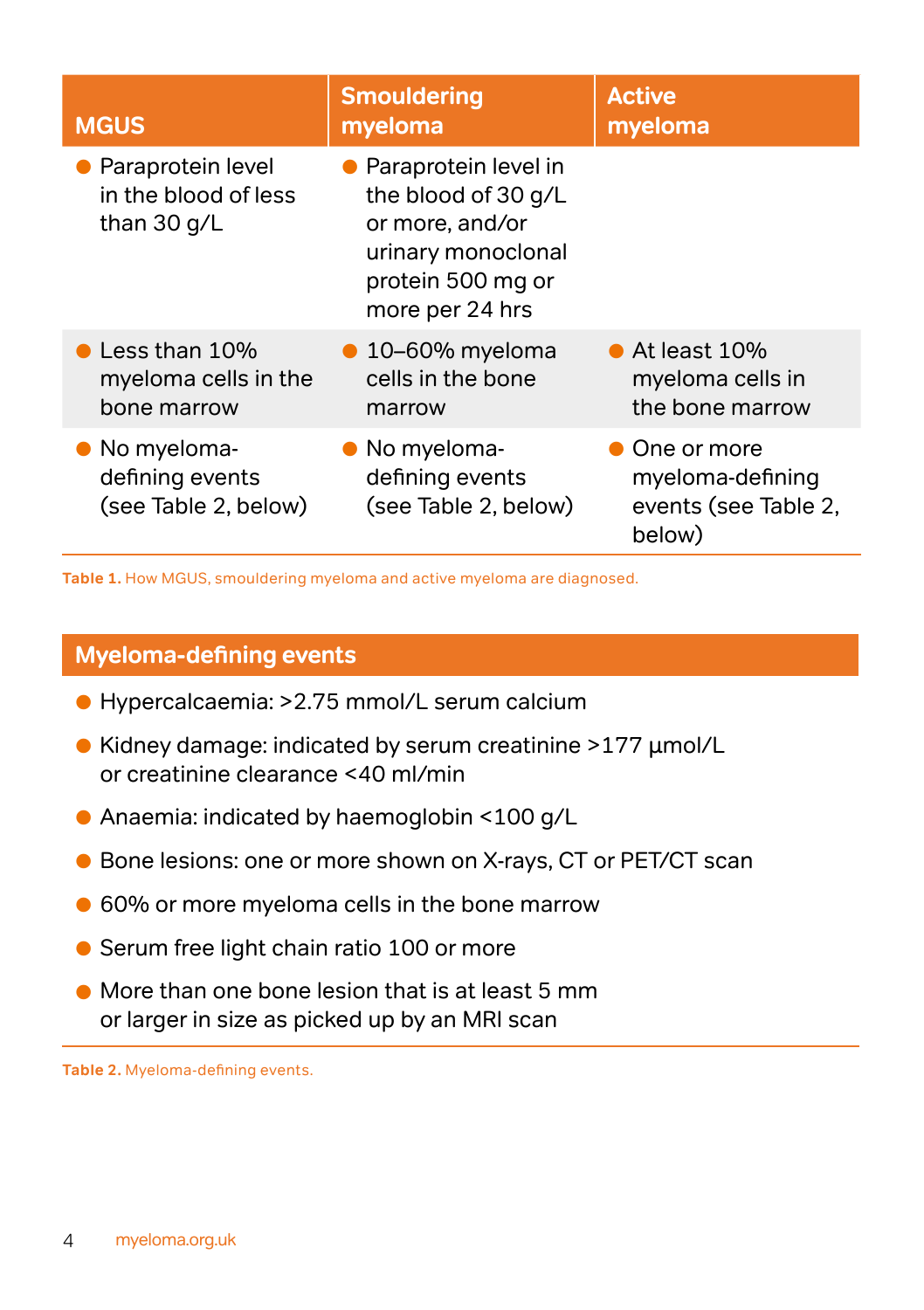| MGUS | Smouldering myeloma | Active myeloma |
| --- | --- | --- |
| Paraprotein level in the blood of less than 30 g/L | Paraprotein level in the blood of 30 g/L or more, and/or urinary monoclonal protein 500 mg or more per 24 hrs | |
| Less than 10% myeloma cells in the bone marrow | 10–60% myeloma cells in the bone marrow | At least 10% myeloma cells in the bone marrow |
| No myeloma-defining events (see Table 2, below) | No myeloma-defining events (see Table 2, below) | One or more myeloma-defining events (see Table 2, below) |

**Table 1.** How MGUS, smouldering myeloma and active myeloma are diagnosed.

| Myeloma-defining events |
| --- |
| Hypercalcaemia: >2.75 mmol/L serum calcium |
| Kidney damage: indicated by serum creatinine >177 μmol/L or creatinine clearance <40 ml/min |
| Anaemia: indicated by haemoglobin <100 g/L |
| Bone lesions: one or more shown on X-rays, CT or PET/CT scan |
| 60% or more myeloma cells in the bone marrow |
| Serum free light chain ratio 100 or more |
| More than one bone lesion that is at least 5 mm or larger in size as picked up by an MRI scan |

**Table 2.** Myeloma-defining events.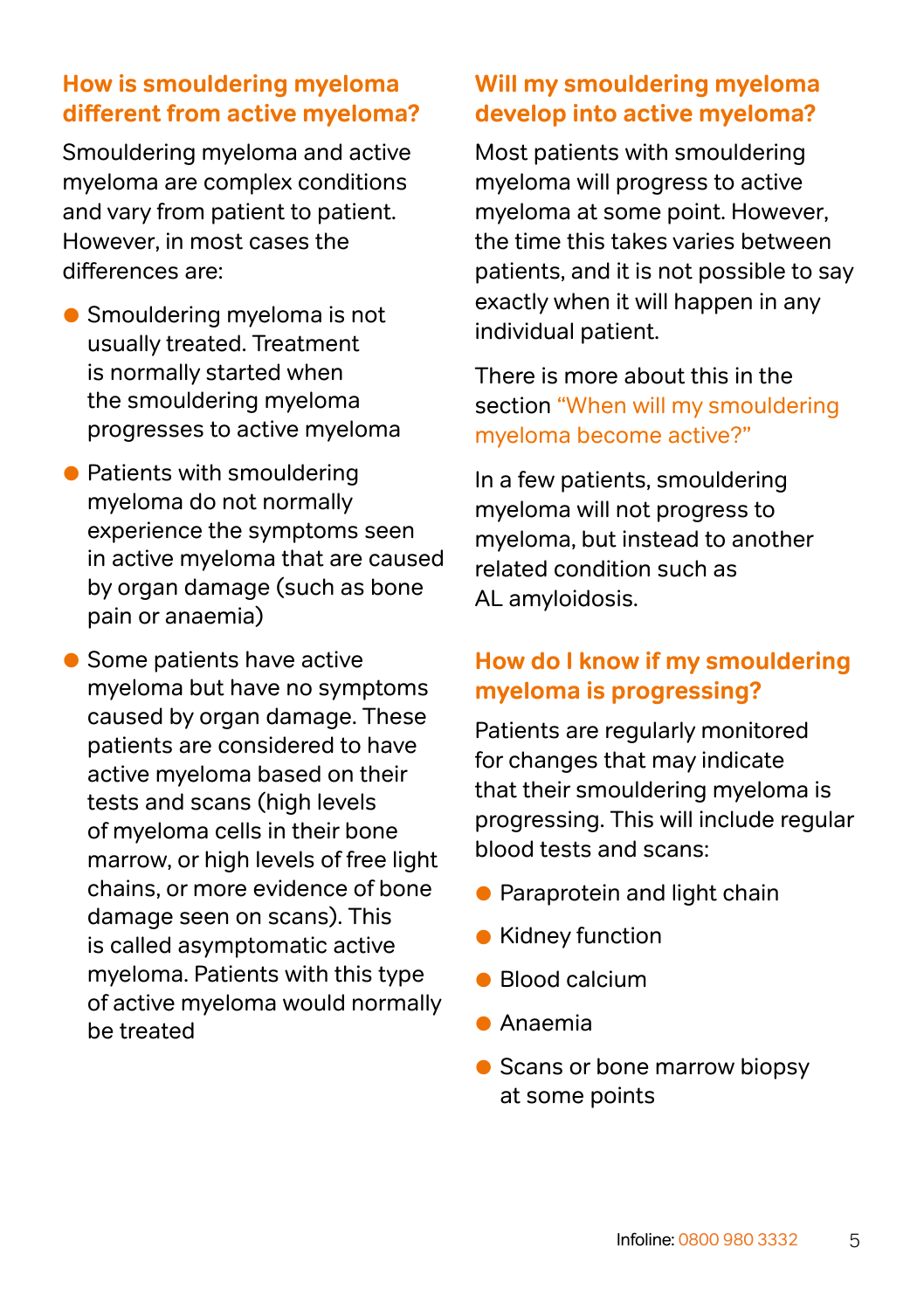## How is smouldering myeloma different from active myeloma?

Smouldering myeloma and active myeloma are complex conditions and vary from patient to patient. However, in most cases the differences are:

- Smouldering myeloma is not usually treated. Treatment is normally started when the smouldering myeloma progresses to active myeloma
- Patients with smouldering myeloma do not normally experience the symptoms seen in active myeloma that are caused by organ damage (such as bone pain or anaemia)
- Some patients have active myeloma but have no symptoms caused by organ damage. These patients are considered to have active myeloma based on their tests and scans (high levels of myeloma cells in their bone marrow, or high levels of free light chains, or more evidence of bone damage seen on scans). This is called asymptomatic active myeloma. Patients with this type of active myeloma would normally be treated

## Will my smouldering myeloma develop into active myeloma?

Most patients with smouldering myeloma will progress to active myeloma at some point. However, the time this takes varies between patients, and it is not possible to say exactly when it will happen in any individual patient.

There is more about this in the section "When will my smouldering myeloma become active?"

In a few patients, smouldering myeloma will not progress to myeloma, but instead to another related condition such as AL amyloidosis.

## How do I know if my smouldering myeloma is progressing?

Patients are regularly monitored for changes that may indicate that their smouldering myeloma is progressing. This will include regular blood tests and scans:

- Paraprotein and light chain
- Kidney function
- Blood calcium
- Anaemia
- Scans or bone marrow biopsy at some points

Infoline: 0800 980 3332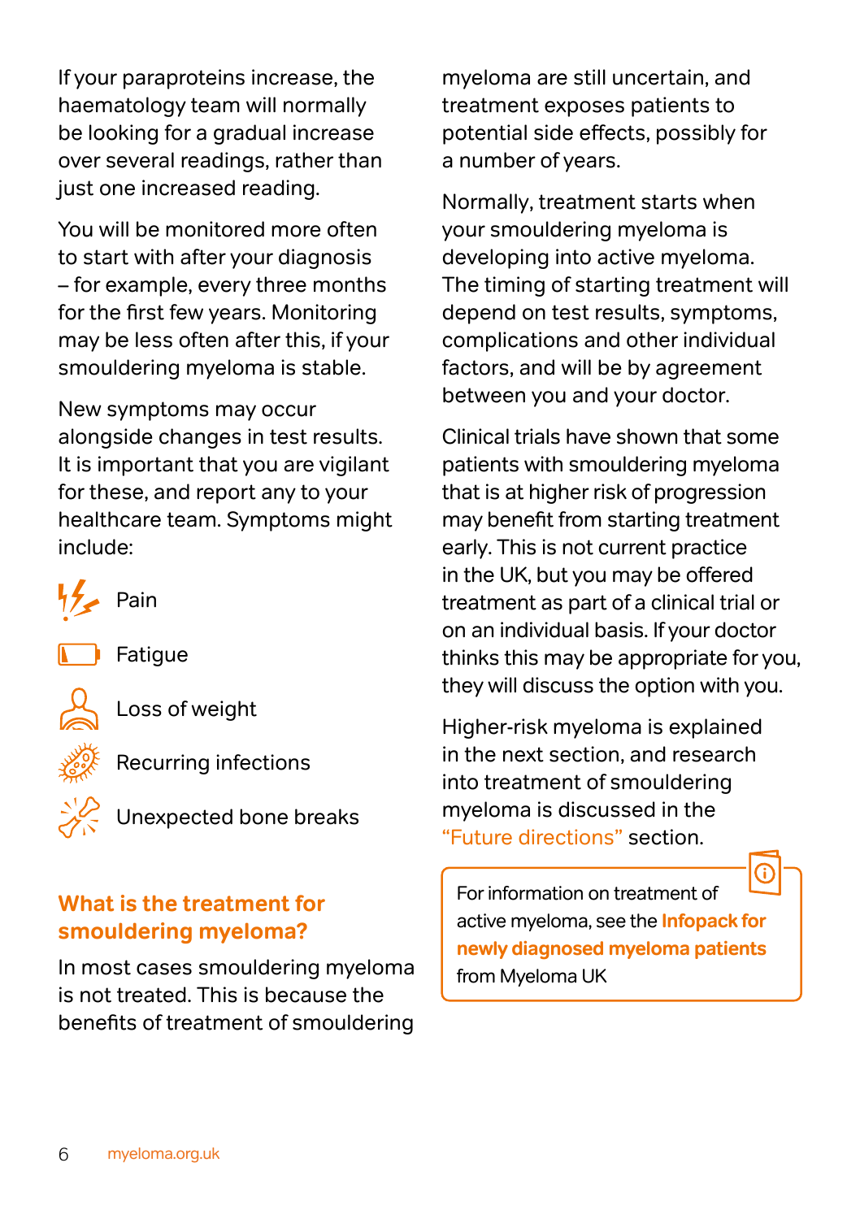If your paraproteins increase, the haematology team will normally be looking for a gradual increase over several readings, rather than just one increased reading.

You will be monitored more often to start with after your diagnosis – for example, every three months for the first few years. Monitoring may be less often after this, if your smouldering myeloma is stable.

New symptoms may occur alongside changes in test results. It is important that you are vigilant for these, and report any to your healthcare team. Symptoms might include:

- Pain
- Fatigue
- Loss of weight
- Recurring infections
- Unexpected bone breaks

## What is the treatment for smouldering myeloma?

In most cases smouldering myeloma is not treated. This is because the benefits of treatment of smouldering myeloma are still uncertain, and treatment exposes patients to potential side effects, possibly for a number of years.

Normally, treatment starts when your smouldering myeloma is developing into active myeloma. The timing of starting treatment will depend on test results, symptoms, complications and other individual factors, and will be by agreement between you and your doctor.

Clinical trials have shown that some patients with smouldering myeloma that is at higher risk of progression may benefit from starting treatment early. This is not current practice in the UK, but you may be offered treatment as part of a clinical trial or on an individual basis. If your doctor thinks this may be appropriate for you, they will discuss the option with you.

Higher-risk myeloma is explained in the next section, and research into treatment of smouldering myeloma is discussed in the "Future directions" section.

> For information on treatment of active myeloma, see the **Infopack for newly diagnosed myeloma patients** from Myeloma UK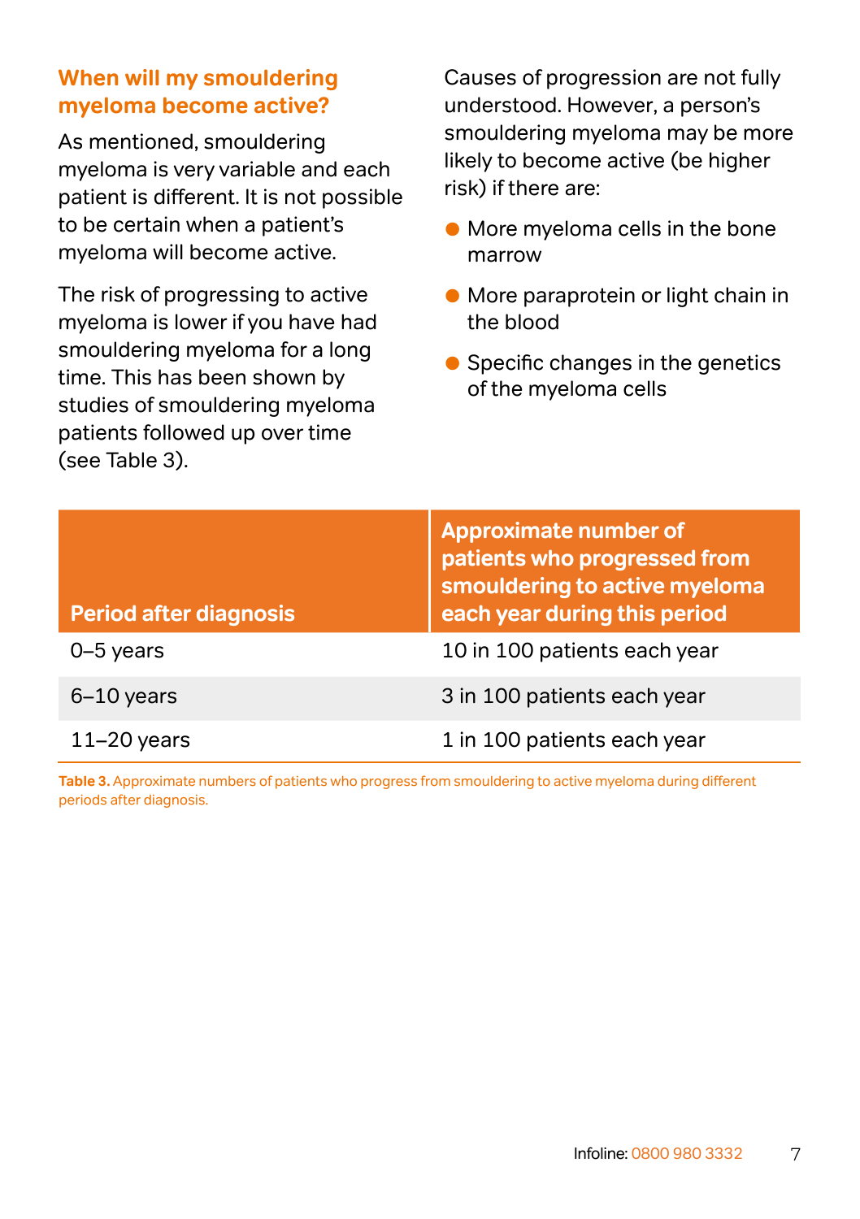## When will my smouldering myeloma become active?

As mentioned, smouldering myeloma is very variable and each patient is different. It is not possible to be certain when a patient's myeloma will become active.

The risk of progressing to active myeloma is lower if you have had smouldering myeloma for a long time. This has been shown by studies of smouldering myeloma patients followed up over time (see Table 3).

Causes of progression are not fully understood. However, a person's smouldering myeloma may be more likely to become active (be higher risk) if there are:

- More myeloma cells in the bone marrow
- More paraprotein or light chain in the blood
- Specific changes in the genetics of the myeloma cells

| Period after diagnosis | Approximate number of patients who progressed from smouldering to active myeloma each year during this period |
|---|---|
| 0–5 years | 10 in 100 patients each year |
| 6–10 years | 3 in 100 patients each year |
| 11–20 years | 1 in 100 patients each year |

**Table 3.** Approximate numbers of patients who progress from smouldering to active myeloma during different periods after diagnosis.

Infoline: 0800 980 3332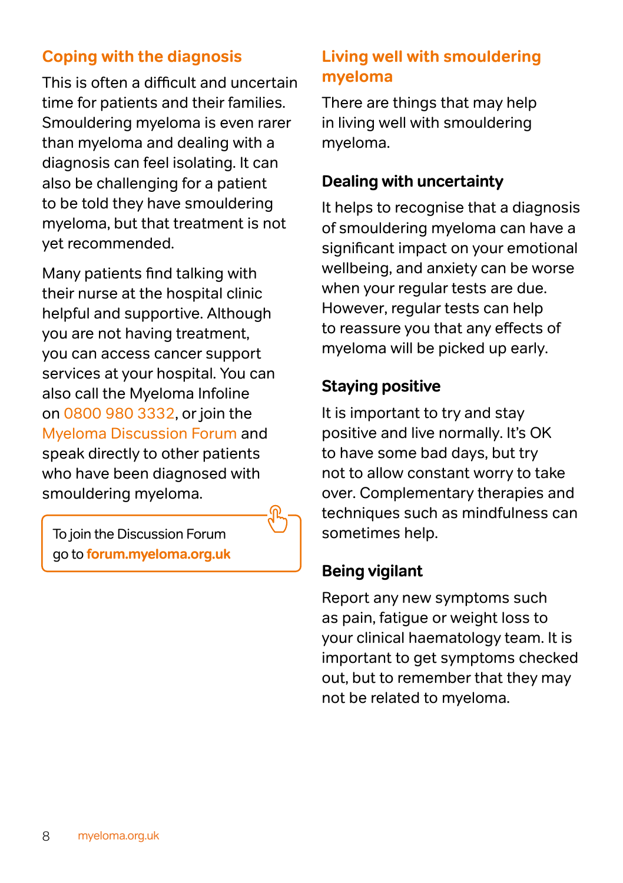## Coping with the diagnosis

This is often a difficult and uncertain time for patients and their families. Smouldering myeloma is even rarer than myeloma and dealing with a diagnosis can feel isolating. It can also be challenging for a patient to be told they have smouldering myeloma, but that treatment is not yet recommended.

Many patients find talking with their nurse at the hospital clinic helpful and supportive. Although you are not having treatment, you can access cancer support services at your hospital. You can also call the Myeloma Infoline on 0800 980 3332, or join the Myeloma Discussion Forum and speak directly to other patients who have been diagnosed with smouldering myeloma.

> To join the Discussion Forum go to **forum.myeloma.org.uk**

## Living well with smouldering myeloma

There are things that may help in living well with smouldering myeloma.

### Dealing with uncertainty

It helps to recognise that a diagnosis of smouldering myeloma can have a significant impact on your emotional wellbeing, and anxiety can be worse when your regular tests are due. However, regular tests can help to reassure you that any effects of myeloma will be picked up early.

### Staying positive

It is important to try and stay positive and live normally. It's OK to have some bad days, but try not to allow constant worry to take over. Complementary therapies and techniques such as mindfulness can sometimes help.

### Being vigilant

Report any new symptoms such as pain, fatigue or weight loss to your clinical haematology team. It is important to get symptoms checked out, but to remember that they may not be related to myeloma.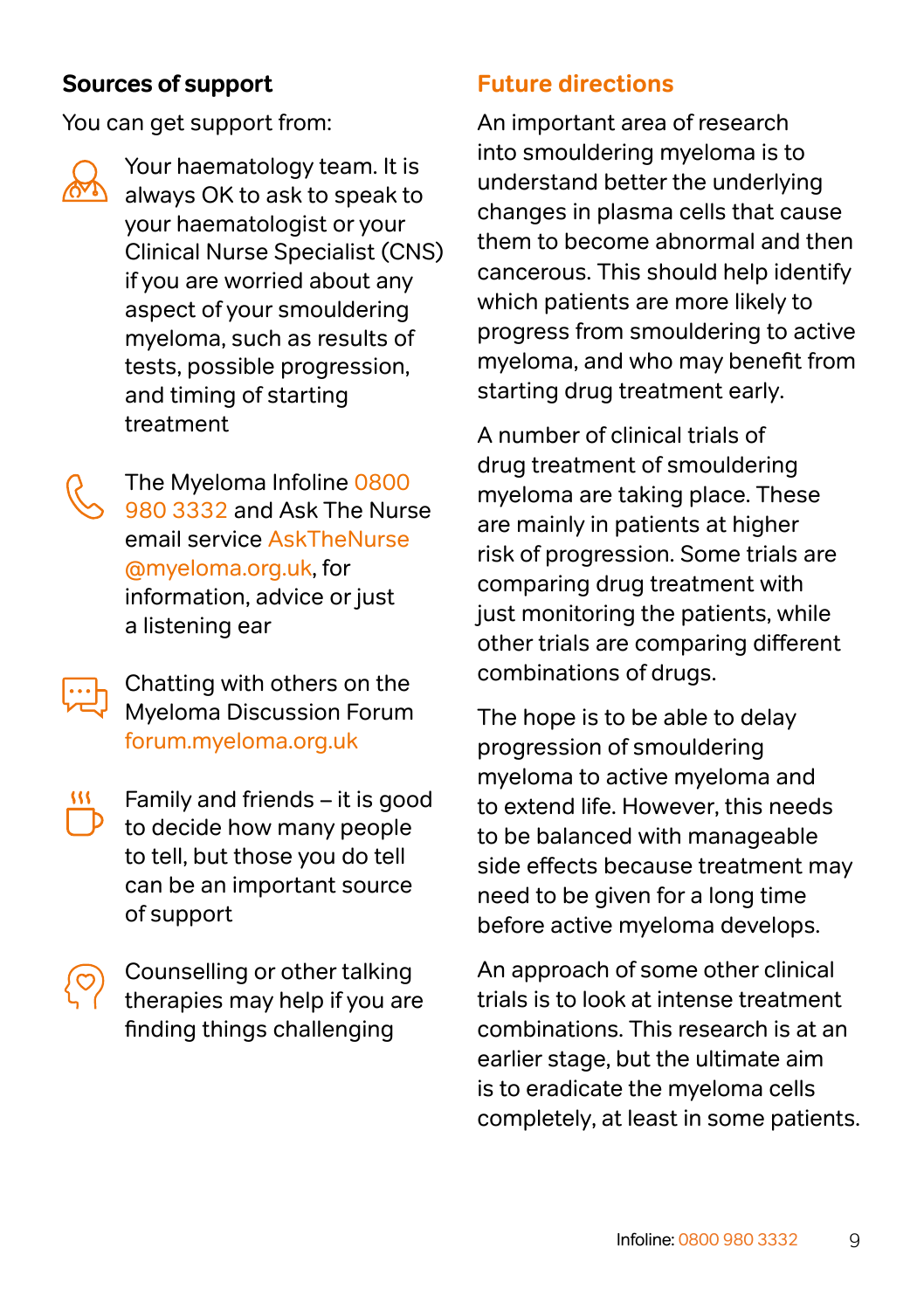## Sources of support

You can get support from:

- Your haematology team. It is always OK to ask to speak to your haematologist or your Clinical Nurse Specialist (CNS) if you are worried about any aspect of your smouldering myeloma, such as results of tests, possible progression, and timing of starting treatment
- The Myeloma Infoline 0800 980 3332 and Ask The Nurse email service AskTheNurse@myeloma.org.uk, for information, advice or just a listening ear
- Chatting with others on the Myeloma Discussion Forum forum.myeloma.org.uk
- Family and friends – it is good to decide how many people to tell, but those you do tell can be an important source of support
- Counselling or other talking therapies may help if you are finding things challenging

## Future directions

An important area of research into smouldering myeloma is to understand better the underlying changes in plasma cells that cause them to become abnormal and then cancerous. This should help identify which patients are more likely to progress from smouldering to active myeloma, and who may benefit from starting drug treatment early.

A number of clinical trials of drug treatment of smouldering myeloma are taking place. These are mainly in patients at higher risk of progression. Some trials are comparing drug treatment with just monitoring the patients, while other trials are comparing different combinations of drugs.

The hope is to be able to delay progression of smouldering myeloma to active myeloma and to extend life. However, this needs to be balanced with manageable side effects because treatment may need to be given for a long time before active myeloma develops.

An approach of some other clinical trials is to look at intense treatment combinations. This research is at an earlier stage, but the ultimate aim is to eradicate the myeloma cells completely, at least in some patients.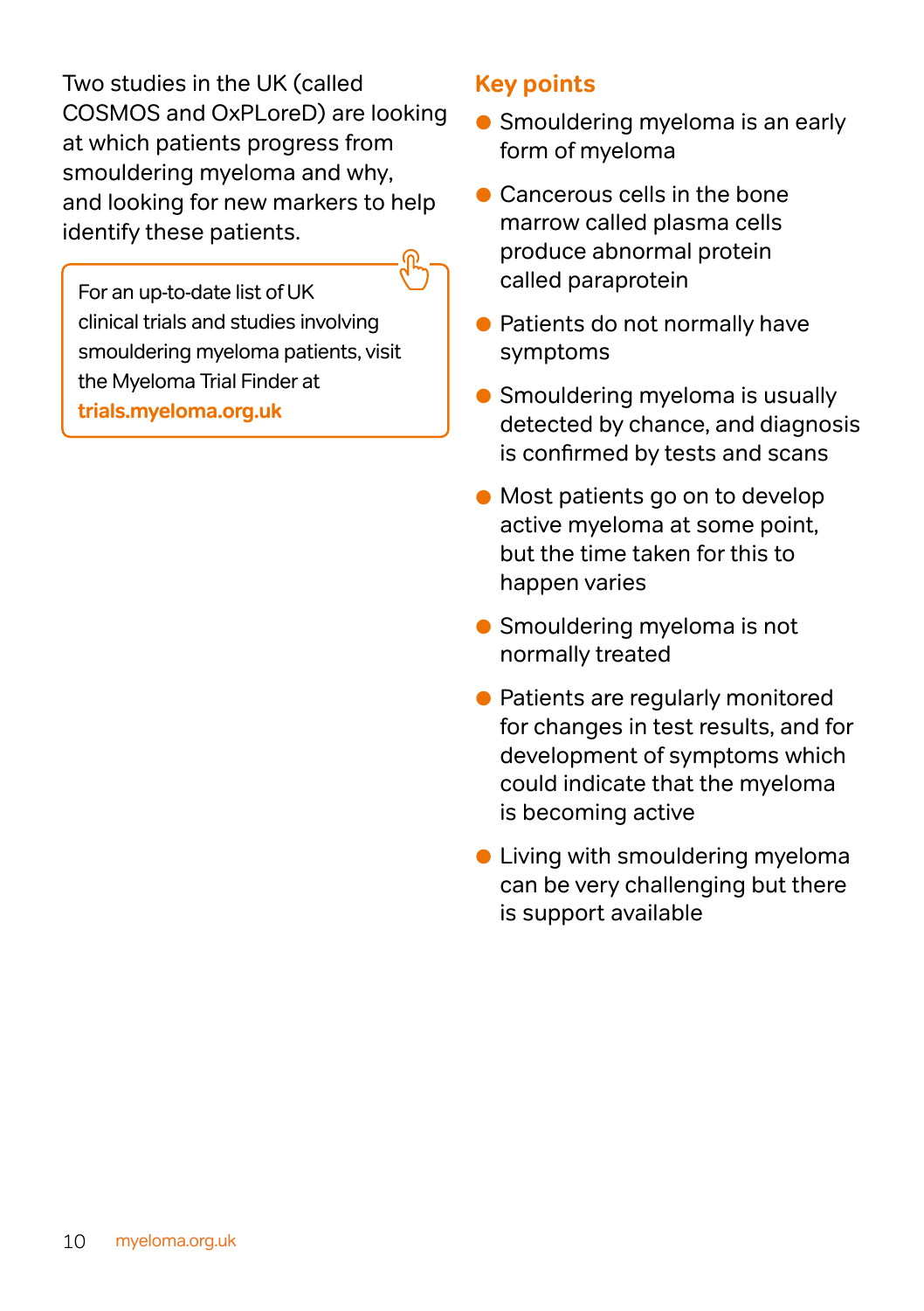Two studies in the UK (called COSMOS and OxPLoreD) are looking at which patients progress from smouldering myeloma and why, and looking for new markers to help identify these patients.

> For an up-to-date list of UK clinical trials and studies involving smouldering myeloma patients, visit the Myeloma Trial Finder at **trials.myeloma.org.uk**

## Key points

- Smouldering myeloma is an early form of myeloma
- Cancerous cells in the bone marrow called plasma cells produce abnormal protein called paraprotein
- Patients do not normally have symptoms
- Smouldering myeloma is usually detected by chance, and diagnosis is confirmed by tests and scans
- Most patients go on to develop active myeloma at some point, but the time taken for this to happen varies
- Smouldering myeloma is not normally treated
- Patients are regularly monitored for changes in test results, and for development of symptoms which could indicate that the myeloma is becoming active
- Living with smouldering myeloma can be very challenging but there is support available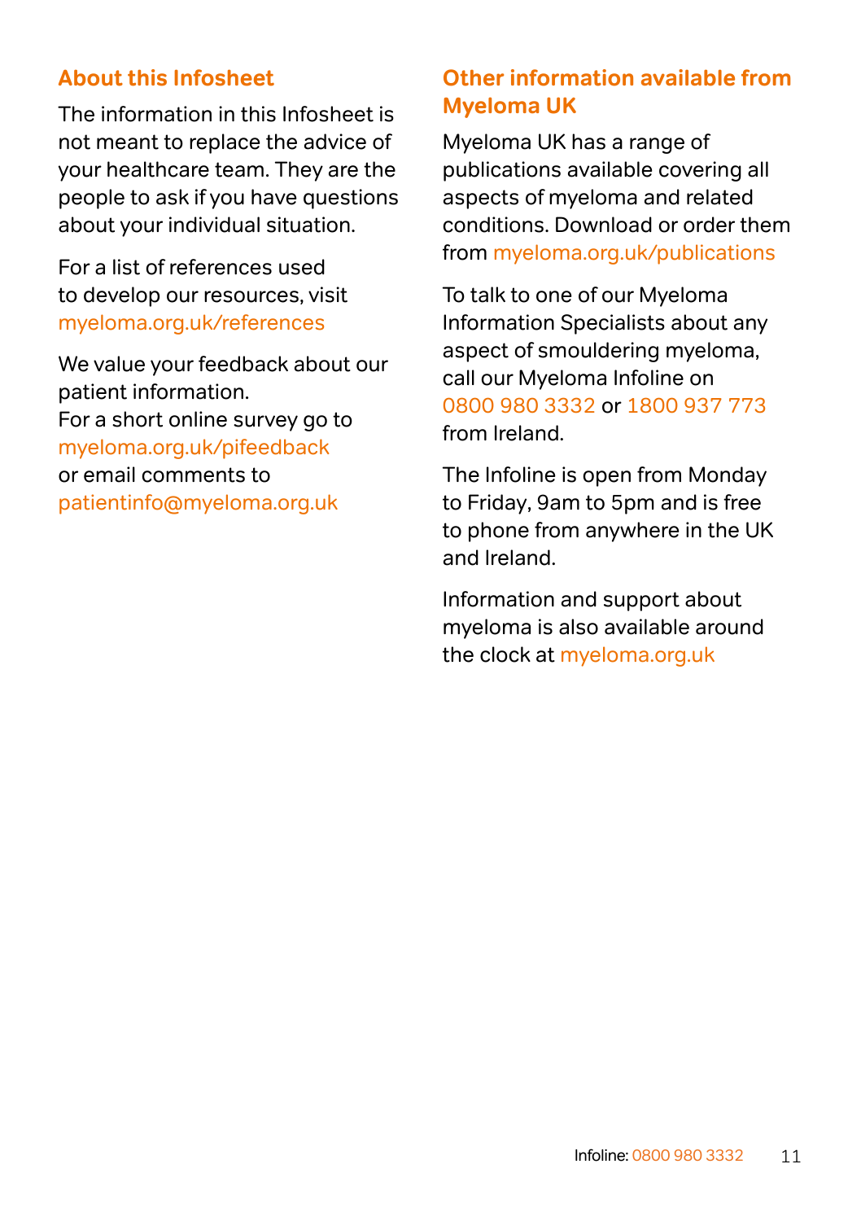## About this Infosheet

The information in this Infosheet is not meant to replace the advice of your healthcare team. They are the people to ask if you have questions about your individual situation.

For a list of references used to develop our resources, visit myeloma.org.uk/references

We value your feedback about our patient information.
For a short online survey go to myeloma.org.uk/pifeedback
or email comments to patientinfo@myeloma.org.uk

## Other information available from Myeloma UK

Myeloma UK has a range of publications available covering all aspects of myeloma and related conditions. Download or order them from myeloma.org.uk/publications

To talk to one of our Myeloma Information Specialists about any aspect of smouldering myeloma, call our Myeloma Infoline on 0800 980 3332 or 1800 937 773 from Ireland.

The Infoline is open from Monday to Friday, 9am to 5pm and is free to phone from anywhere in the UK and Ireland.

Information and support about myeloma is also available around the clock at myeloma.org.uk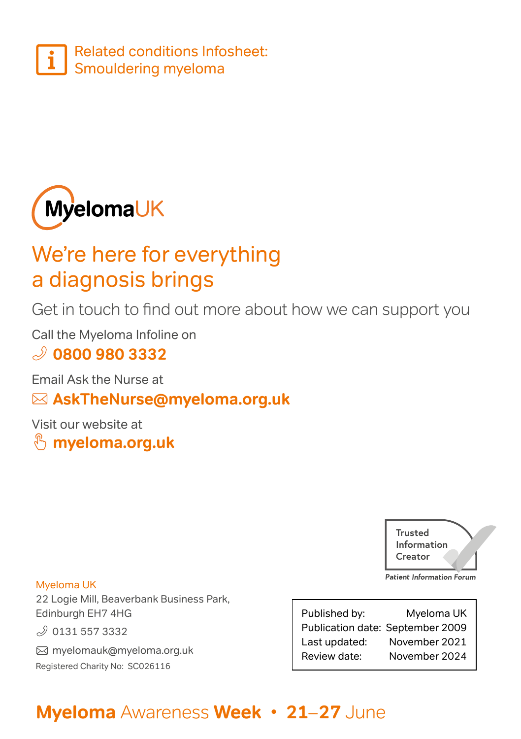Related conditions Infosheet:
Smouldering myeloma

MyelomaUK

## We're here for everything a diagnosis brings

Get in touch to find out more about how we can support you

Call the Myeloma Infoline on

**0800 980 3332**

Email Ask the Nurse at

**AskTheNurse@myeloma.org.uk**

Visit our website at

**myeloma.org.uk**

Trusted Information Creator

*Patient Information Forum*

Myeloma UK
22 Logie Mill, Beaverbank Business Park,
Edinburgh EH7 4HG

0131 557 3332

myelomauk@myeloma.org.uk

Registered Charity No: SC026116

| | |
|---|---|
| Published by: | Myeloma UK |
| Publication date: | September 2009 |
| Last updated: | November 2021 |
| Review date: | November 2024 |

**Myeloma** Awareness **Week** • **21–27** June